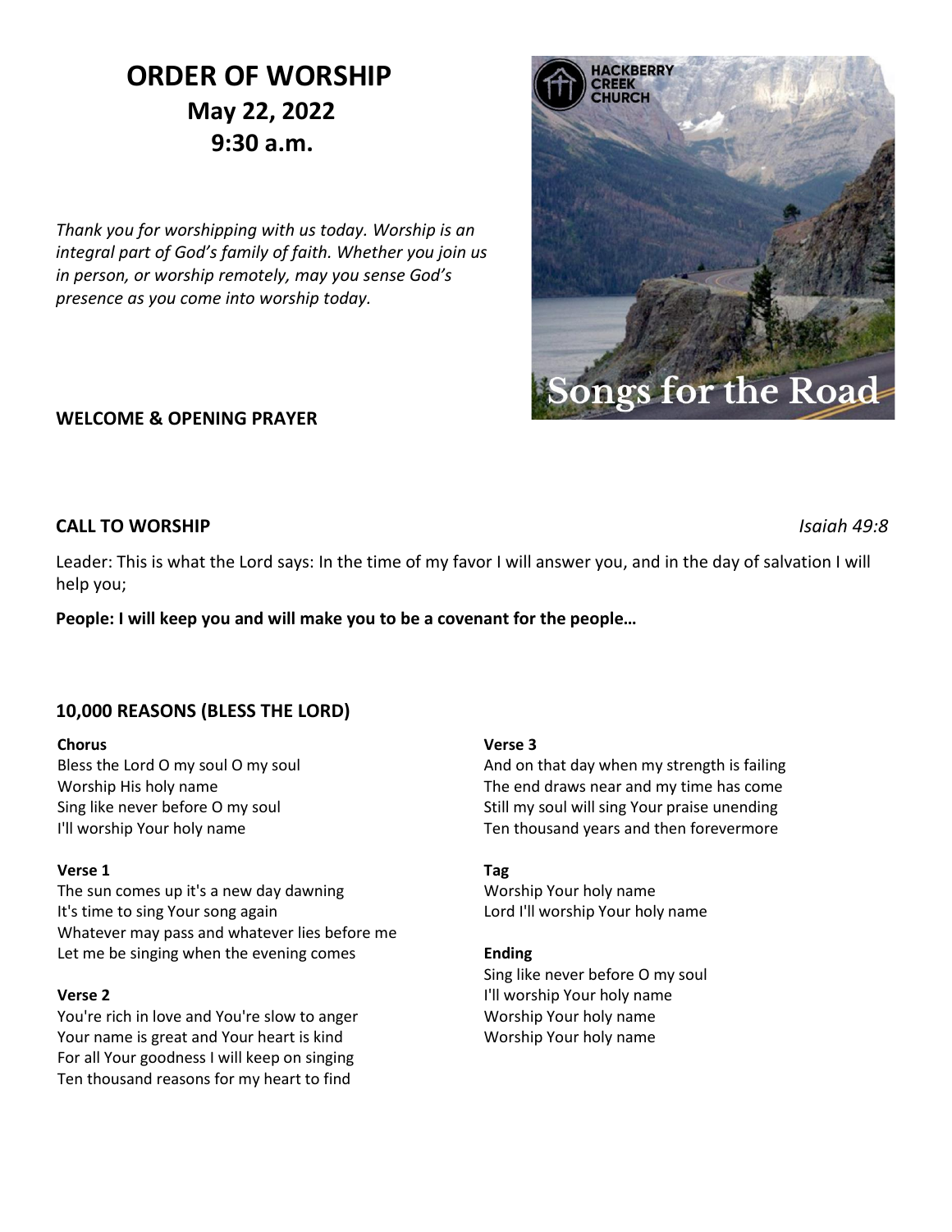# ORDER OF WORSHIP

## May 22, 2022
## 9:30 a.m.

*Thank you for worshipping with us today. Worship is an integral part of God's family of faith. Whether you join us in person, or worship remotely, may you sense God's presence as you come into worship today.*

### WELCOME & OPENING PRAYER

### CALL TO WORSHIP *Isaiah 49:8*

Leader: This is what the Lord says: In the time of my favor I will answer you, and in the day of salvation I will help you;

**People: I will keep you and will make you to be a covenant for the people…**

### 10,000 REASONS (BLESS THE LORD)

**Chorus**
Bless the Lord O my soul O my soul
Worship His holy name
Sing like never before O my soul
I'll worship Your holy name

**Verse 1**
The sun comes up it's a new day dawning
It's time to sing Your song again
Whatever may pass and whatever lies before me
Let me be singing when the evening comes

**Verse 2**
You're rich in love and You're slow to anger
Your name is great and Your heart is kind
For all Your goodness I will keep on singing
Ten thousand reasons for my heart to find

**Verse 3**
And on that day when my strength is failing
The end draws near and my time has come
Still my soul will sing Your praise unending
Ten thousand years and then forevermore

**Tag**
Worship Your holy name
Lord I'll worship Your holy name

**Ending**
Sing like never before O my soul
I'll worship Your holy name
Worship Your holy name
Worship Your holy name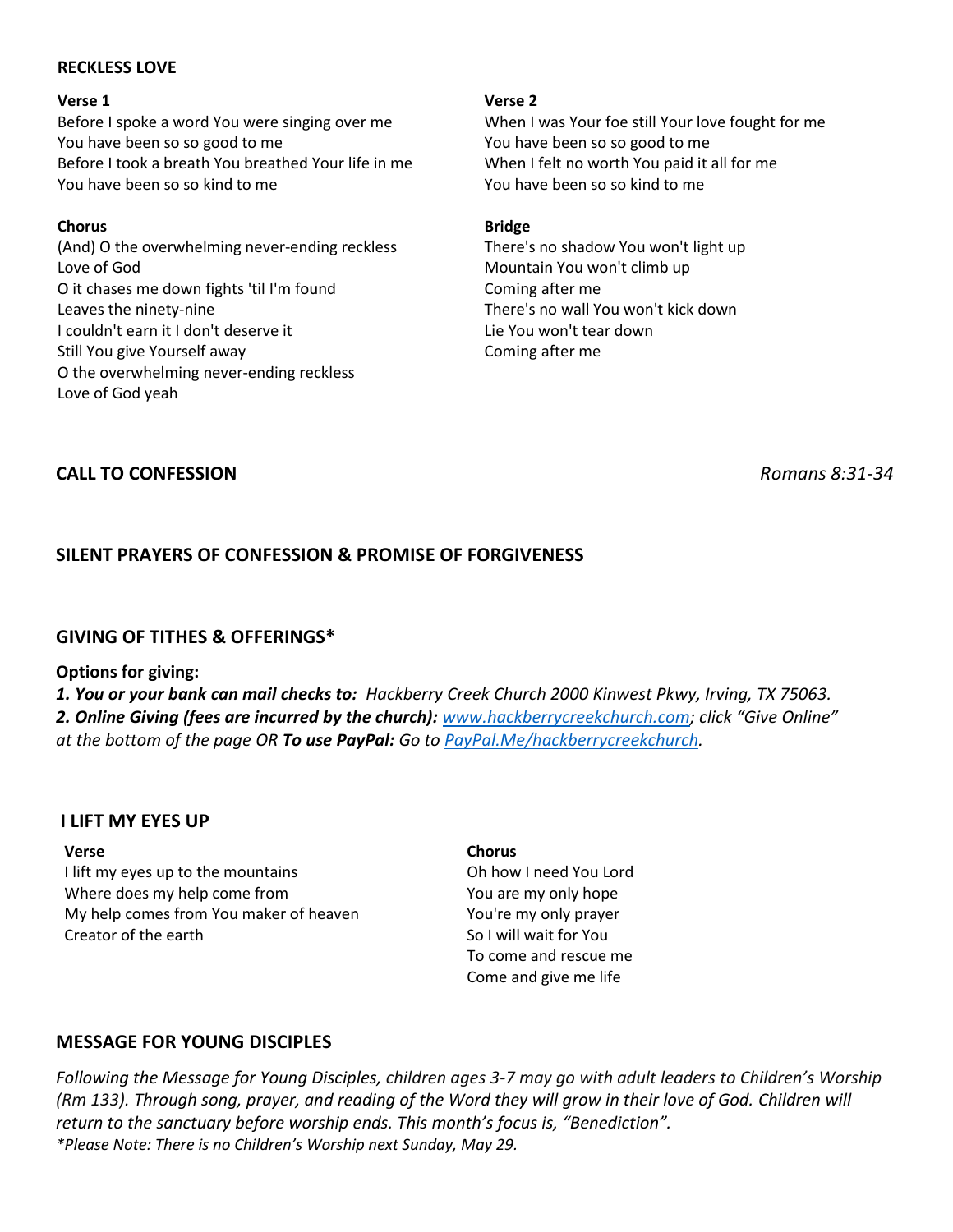## RECKLESS LOVE

**Verse 1**
Before I spoke a word You were singing over me
You have been so so good to me
Before I took a breath You breathed Your life in me
You have been so so kind to me

**Chorus**
(And) O the overwhelming never-ending reckless
Love of God
O it chases me down fights 'til I'm found
Leaves the ninety-nine
I couldn't earn it I don't deserve it
Still You give Yourself away
O the overwhelming never-ending reckless
Love of God yeah

**Verse 2**
When I was Your foe still Your love fought for me
You have been so so good to me
When I felt no worth You paid it all for me
You have been so so kind to me

**Bridge**
There's no shadow You won't light up
Mountain You won't climb up
Coming after me
There's no wall You won't kick down
Lie You won't tear down
Coming after me

## CALL TO CONFESSION *Romans 8:31-34*

## SILENT PRAYERS OF CONFESSION & PROMISE OF FORGIVENESS

## GIVING OF TITHES & OFFERINGS*

**Options for giving:**
***1. You or your bank can mail checks to:*** *Hackberry Creek Church 2000 Kinwest Pkwy, Irving, TX 75063.*
***2. Online Giving (fees are incurred by the church):*** *www.hackberrycreekchurch.com; click "Give Online" at the bottom of the page OR* ***To use PayPal:*** *Go to PayPal.Me/hackberrycreekchurch.*

## I LIFT MY EYES UP

**Verse**
I lift my eyes up to the mountains
Where does my help come from
My help comes from You maker of heaven
Creator of the earth

**Chorus**
Oh how I need You Lord
You are my only hope
You're my only prayer
So I will wait for You
To come and rescue me
Come and give me life

## MESSAGE FOR YOUNG DISCIPLES

*Following the Message for Young Disciples, children ages 3-7 may go with adult leaders to Children's Worship (Rm 133). Through song, prayer, and reading of the Word they will grow in their love of God. Children will return to the sanctuary before worship ends. This month's focus is, "Benediction".*
**Please Note: There is no Children's Worship next Sunday, May 29.*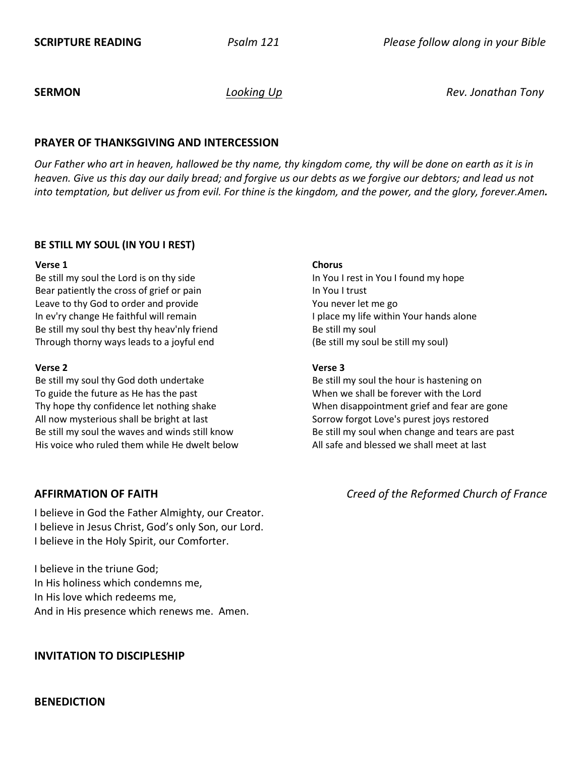**SCRIPTURE READING** *Psalm 121* *Please follow along in your Bible*

**SERMON** *Looking Up* *Rev. Jonathan Tony*

**PRAYER OF THANKSGIVING AND INTERCESSION**

*Our Father who art in heaven, hallowed be thy name, thy kingdom come, thy will be done on earth as it is in heaven. Give us this day our daily bread; and forgive us our debts as we forgive our debtors; and lead us not into temptation, but deliver us from evil. For thine is the kingdom, and the power, and the glory, forever.Amen.*

**BE STILL MY SOUL (IN YOU I REST)**

**Verse 1**
Be still my soul the Lord is on thy side
Bear patiently the cross of grief or pain
Leave to thy God to order and provide
In ev'ry change He faithful will remain
Be still my soul thy best thy heav'nly friend
Through thorny ways leads to a joyful end

**Verse 2**
Be still my soul thy God doth undertake
To guide the future as He has the past
Thy hope thy confidence let nothing shake
All now mysterious shall be bright at last
Be still my soul the waves and winds still know
His voice who ruled them while He dwelt below

**Chorus**
In You I rest in You I found my hope
In You I trust
You never let me go
I place my life within Your hands alone
Be still my soul
(Be still my soul be still my soul)

**Verse 3**
Be still my soul the hour is hastening on
When we shall be forever with the Lord
When disappointment grief and fear are gone
Sorrow forgot Love's purest joys restored
Be still my soul when change and tears are past
All safe and blessed we shall meet at last

**AFFIRMATION OF FAITH** *Creed of the Reformed Church of France*

I believe in God the Father Almighty, our Creator.
I believe in Jesus Christ, God's only Son, our Lord.
I believe in the Holy Spirit, our Comforter.

I believe in the triune God;
In His holiness which condemns me,
In His love which redeems me,
And in His presence which renews me. Amen.

**INVITATION TO DISCIPLESHIP**

**BENEDICTION**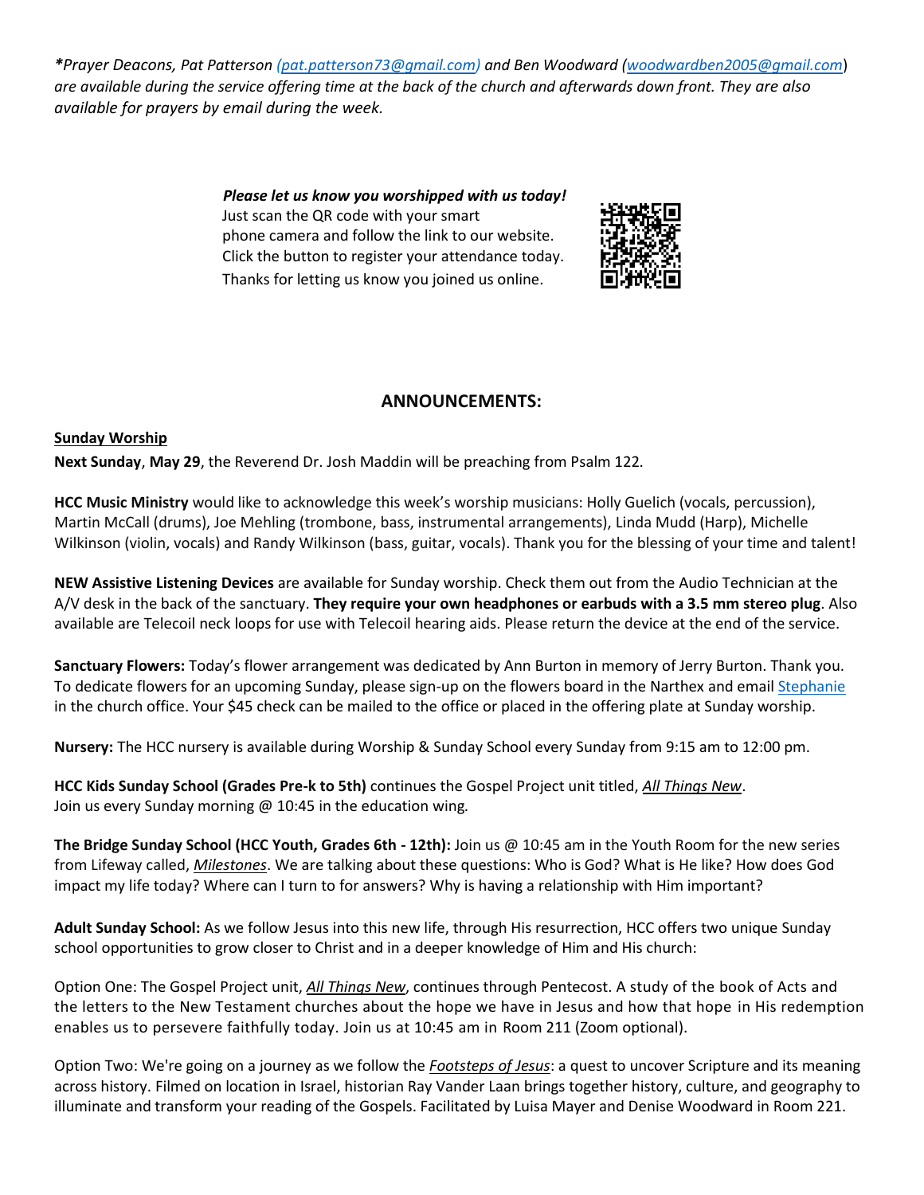*\*Prayer Deacons, Pat Patterson (pat.patterson73@gmail.com) and Ben Woodward (woodwardben2005@gmail.com) are available during the service offering time at the back of the church and afterwards down front. They are also available for prayers by email during the week.*

***Please let us know you worshipped with us today!***
Just scan the QR code with your smart phone camera and follow the link to our website. Click the button to register your attendance today. Thanks for letting us know you joined us online.

## ANNOUNCEMENTS:

**Sunday Worship**

**Next Sunday**, **May 29**, the Reverend Dr. Josh Maddin will be preaching from Psalm 122.

**HCC Music Ministry** would like to acknowledge this week's worship musicians: Holly Guelich (vocals, percussion), Martin McCall (drums), Joe Mehling (trombone, bass, instrumental arrangements), Linda Mudd (Harp), Michelle Wilkinson (violin, vocals) and Randy Wilkinson (bass, guitar, vocals). Thank you for the blessing of your time and talent!

**NEW Assistive Listening Devices** are available for Sunday worship. Check them out from the Audio Technician at the A/V desk in the back of the sanctuary. **They require your own headphones or earbuds with a 3.5 mm stereo plug**. Also available are Telecoil neck loops for use with Telecoil hearing aids. Please return the device at the end of the service.

**Sanctuary Flowers:** Today's flower arrangement was dedicated by Ann Burton in memory of Jerry Burton. Thank you. To dedicate flowers for an upcoming Sunday, please sign-up on the flowers board in the Narthex and email Stephanie in the church office. Your $45 check can be mailed to the office or placed in the offering plate at Sunday worship.

**Nursery:** The HCC nursery is available during Worship & Sunday School every Sunday from 9:15 am to 12:00 pm.

**HCC Kids Sunday School (Grades Pre-k to 5th)** continues the Gospel Project unit titled, ***All Things New***.
Join us every Sunday morning @ 10:45 in the education wing.

**The Bridge Sunday School (HCC Youth, Grades 6th - 12th):** Join us @ 10:45 am in the Youth Room for the new series from Lifeway called, ***Milestones***. We are talking about these questions: Who is God? What is He like? How does God impact my life today? Where can I turn to for answers? Why is having a relationship with Him important?

**Adult Sunday School:** As we follow Jesus into this new life, through His resurrection, HCC offers two unique Sunday school opportunities to grow closer to Christ and in a deeper knowledge of Him and His church:

Option One: The Gospel Project unit, ***All Things New***, continues through Pentecost. A study of the book of Acts and the letters to the New Testament churches about the hope we have in Jesus and how that hope in His redemption enables us to persevere faithfully today. Join us at 10:45 am in Room 211 (Zoom optional).

Option Two: We're going on a journey as we follow the ***Footsteps of Jesus***: a quest to uncover Scripture and its meaning across history. Filmed on location in Israel, historian Ray Vander Laan brings together history, culture, and geography to illuminate and transform your reading of the Gospels. Facilitated by Luisa Mayer and Denise Woodward in Room 221.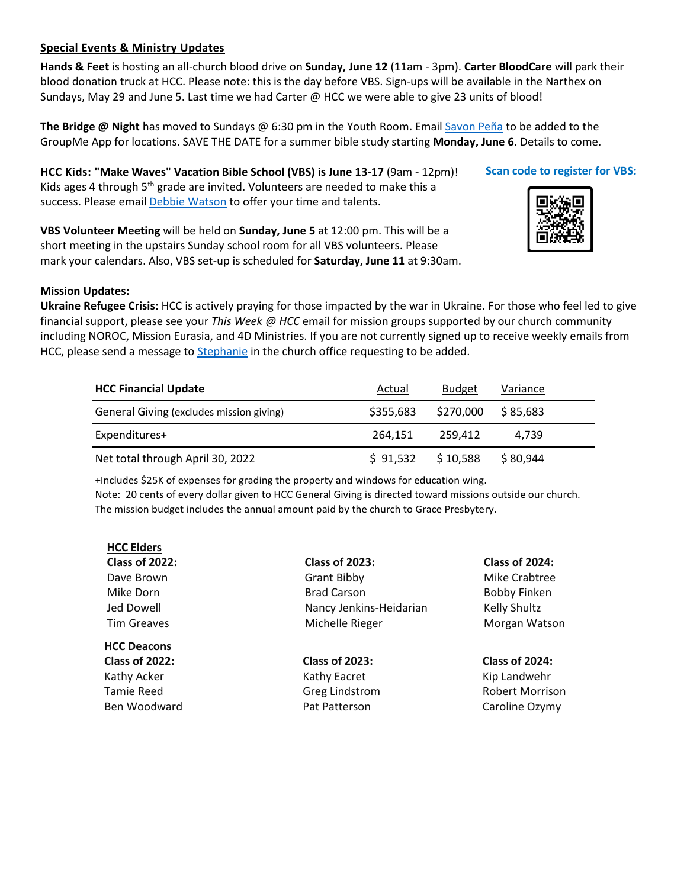## Special Events & Ministry Updates

**Hands & Feet** is hosting an all-church blood drive on **Sunday, June 12** (11am - 3pm). **Carter BloodCare** will park their blood donation truck at HCC. Please note: this is the day before VBS. Sign-ups will be available in the Narthex on Sundays, May 29 and June 5. Last time we had Carter @ HCC we were able to give 23 units of blood!

**The Bridge @ Night** has moved to Sundays @ 6:30 pm in the Youth Room. Email Savon Peña to be added to the GroupMe App for locations. SAVE THE DATE for a summer bible study starting **Monday, June 6**. Details to come.

**HCC Kids: "Make Waves" Vacation Bible School (VBS) is June 13-17** (9am - 12pm)! Kids ages 4 through 5th grade are invited. Volunteers are needed to make this a success. Please email Debbie Watson to offer your time and talents.

**Scan code to register for VBS:**

**VBS Volunteer Meeting** will be held on **Sunday, June 5** at 12:00 pm. This will be a short meeting in the upstairs Sunday school room for all VBS volunteers. Please mark your calendars. Also, VBS set-up is scheduled for **Saturday, June 11** at 9:30am.

## Mission Updates:

**Ukraine Refugee Crisis:** HCC is actively praying for those impacted by the war in Ukraine. For those who feel led to give financial support, please see your *This Week @ HCC* email for mission groups supported by our church community including NOROC, Mission Eurasia, and 4D Ministries. If you are not currently signed up to receive weekly emails from HCC, please send a message to Stephanie in the church office requesting to be added.

| HCC Financial Update | Actual | Budget | Variance |
|---|---|---|---|
| General Giving (excludes mission giving) | $355,683 | $270,000 | $ 85,683 |
| Expenditures+ | 264,151 | 259,412 | 4,739 |
| Net total through April 30, 2022 | $ 91,532 | $ 10,588 | $ 80,944 |

+Includes $25K of expenses for grading the property and windows for education wing.
Note: 20 cents of every dollar given to HCC General Giving is directed toward missions outside our church. The mission budget includes the annual amount paid by the church to Grace Presbytery.

### HCC Elders

| Class of 2022: | Class of 2023: | Class of 2024: |
|---|---|---|
| Dave Brown | Grant Bibby | Mike Crabtree |
| Mike Dorn | Brad Carson | Bobby Finken |
| Jed Dowell | Nancy Jenkins-Heidarian | Kelly Shultz |
| Tim Greaves | Michelle Rieger | Morgan Watson |

### HCC Deacons

| Class of 2022: | Class of 2023: | Class of 2024: |
|---|---|---|
| Kathy Acker | Kathy Eacret | Kip Landwehr |
| Tamie Reed | Greg Lindstrom | Robert Morrison |
| Ben Woodward | Pat Patterson | Caroline Ozymy |